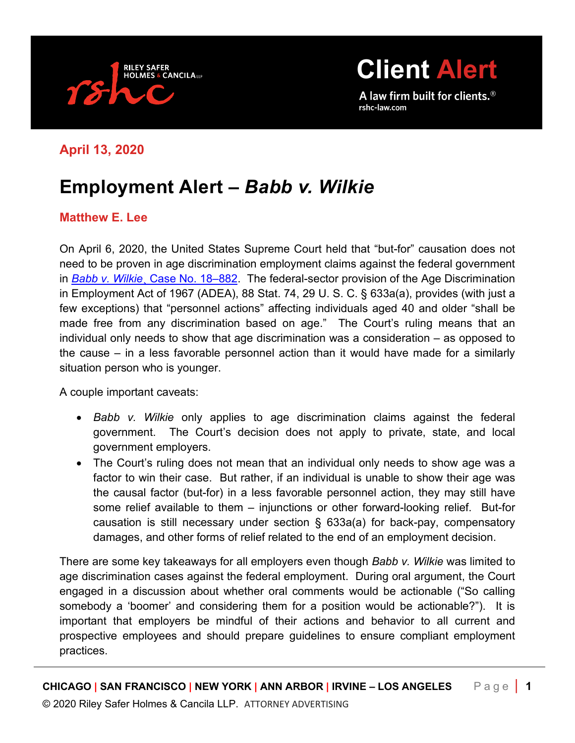Client Alert

A law firm built for clients.®
rshc-law.com

**April 13, 2020**

# Employment Alert – *Babb v. Wilkie*

**Matthew E. Lee**

On April 6, 2020, the United States Supreme Court held that "but-for" causation does not need to be proven in age discrimination employment claims against the federal government in *Babb v. Wilkie*, Case No. 18–882. The federal-sector provision of the Age Discrimination in Employment Act of 1967 (ADEA), 88 Stat. 74, 29 U. S. C. § 633a(a), provides (with just a few exceptions) that "personnel actions" affecting individuals aged 40 and older "shall be made free from any discrimination based on age." The Court's ruling means that an individual only needs to show that age discrimination was a consideration – as opposed to the cause – in a less favorable personnel action than it would have made for a similarly situation person who is younger.

A couple important caveats:

- *Babb v. Wilkie* only applies to age discrimination claims against the federal government. The Court's decision does not apply to private, state, and local government employers.
- The Court's ruling does not mean that an individual only needs to show age was a factor to win their case. But rather, if an individual is unable to show their age was the causal factor (but-for) in a less favorable personnel action, they may still have some relief available to them – injunctions or other forward-looking relief. But-for causation is still necessary under section § 633a(a) for back-pay, compensatory damages, and other forms of relief related to the end of an employment decision.

There are some key takeaways for all employers even though *Babb v. Wilkie* was limited to age discrimination cases against the federal employment. During oral argument, the Court engaged in a discussion about whether oral comments would be actionable ("So calling somebody a 'boomer' and considering them for a position would be actionable?"). It is important that employers be mindful of their actions and behavior to all current and prospective employees and should prepare guidelines to ensure compliant employment practices.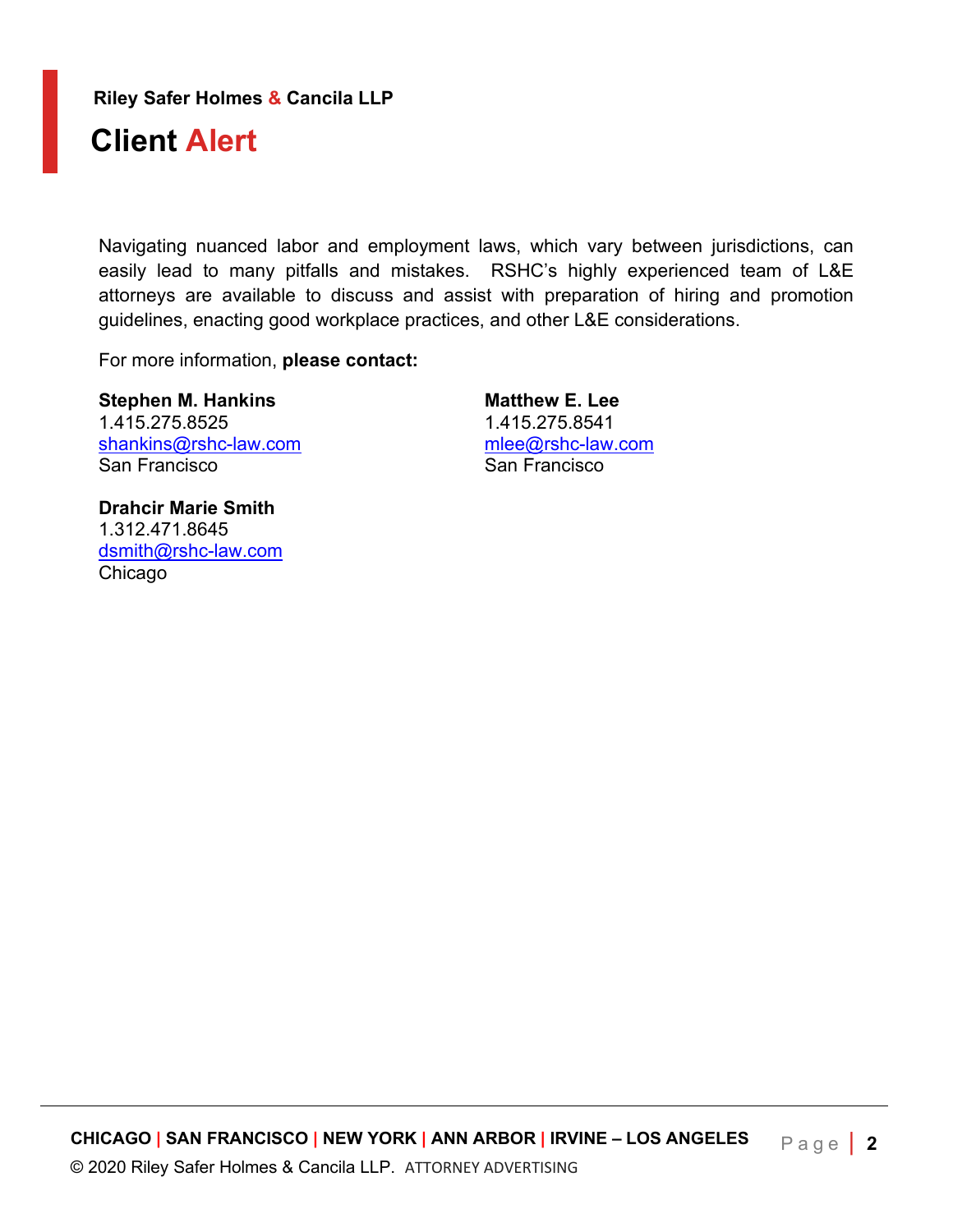Navigating nuanced labor and employment laws, which vary between jurisdictions, can easily lead to many pitfalls and mistakes. RSHC's highly experienced team of L&E attorneys are available to discuss and assist with preparation of hiring and promotion guidelines, enacting good workplace practices, and other L&E considerations.

For more information, **please contact:**

**Stephen M. Hankins**
1.415.275.8525
shankins@rshc-law.com
San Francisco

**Matthew E. Lee**
1.415.275.8541
mlee@rshc-law.com
San Francisco

**Drahcir Marie Smith**
1.312.471.8645
dsmith@rshc-law.com
Chicago